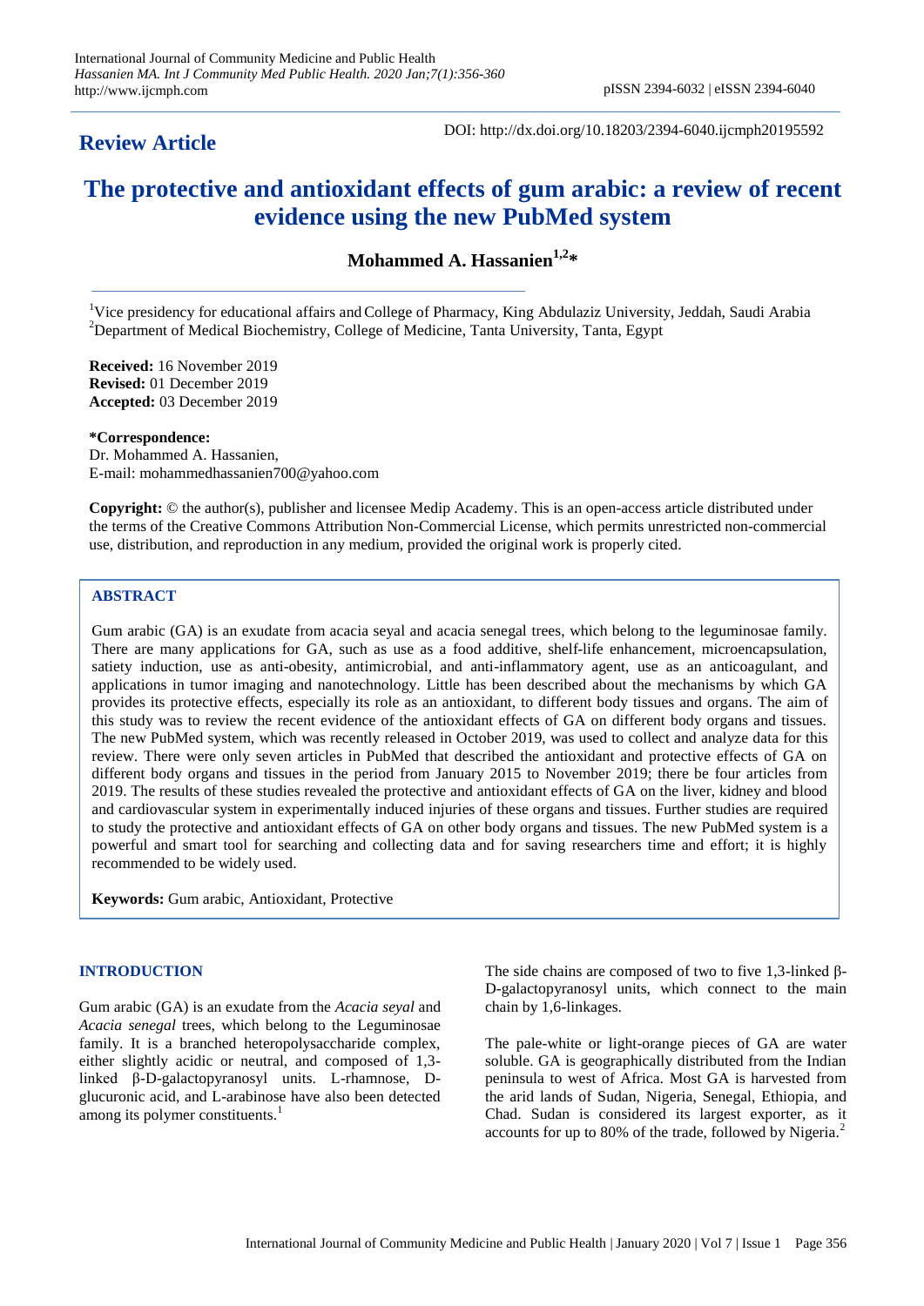**Review Article**

DOI: http://dx.doi.org/10.18203/2394-6040.ijcmph20195592

# The protective and antioxidant effects of gum arabic: a review of recent evidence using the new PubMed system

**Mohammed A. Hassanien[1,2]***

[1]Vice presidency for educational affairs and College of Pharmacy, King Abdulaziz University, Jeddah, Saudi Arabia
[2]Department of Medical Biochemistry, College of Medicine, Tanta University, Tanta, Egypt

**Received:** 16 November 2019
**Revised:** 01 December 2019
**Accepted:** 03 December 2019

***Correspondence:**
Dr. Mohammed A. Hassanien,
E-mail: mohammedhassanien700@yahoo.com

**Copyright:** © the author(s), publisher and licensee Medip Academy. This is an open-access article distributed under the terms of the Creative Commons Attribution Non-Commercial License, which permits unrestricted non-commercial use, distribution, and reproduction in any medium, provided the original work is properly cited.

## ABSTRACT

Gum arabic (GA) is an exudate from acacia seyal and acacia senegal trees, which belong to the leguminosae family. There are many applications for GA, such as use as a food additive, shelf-life enhancement, microencapsulation, satiety induction, use as anti-obesity, antimicrobial, and anti-inflammatory agent, use as an anticoagulant, and applications in tumor imaging and nanotechnology. Little has been described about the mechanisms by which GA provides its protective effects, especially its role as an antioxidant, to different body tissues and organs. The aim of this study was to review the recent evidence of the antioxidant effects of GA on different body organs and tissues. The new PubMed system, which was recently released in October 2019, was used to collect and analyze data for this review. There were only seven articles in PubMed that described the antioxidant and protective effects of GA on different body organs and tissues in the period from January 2015 to November 2019; there be four articles from 2019. The results of these studies revealed the protective and antioxidant effects of GA on the liver, kidney and blood and cardiovascular system in experimentally induced injuries of these organs and tissues. Further studies are required to study the protective and antioxidant effects of GA on other body organs and tissues. The new PubMed system is a powerful and smart tool for searching and collecting data and for saving researchers time and effort; it is highly recommended to be widely used.

**Keywords:** Gum arabic, Antioxidant, Protective

## INTRODUCTION

Gum arabic (GA) is an exudate from the *Acacia seyal* and *Acacia senegal* trees, which belong to the Leguminosae family. It is a branched heteropolysaccharide complex, either slightly acidic or neutral, and composed of 1,3-linked β-D-galactopyranosyl units. L-rhamnose, D-glucuronic acid, and L-arabinose have also been detected among its polymer constituents.[1]

The side chains are composed of two to five 1,3-linked β-D-galactopyranosyl units, which connect to the main chain by 1,6-linkages.

The pale-white or light-orange pieces of GA are water soluble. GA is geographically distributed from the Indian peninsula to west of Africa. Most GA is harvested from the arid lands of Sudan, Nigeria, Senegal, Ethiopia, and Chad. Sudan is considered its largest exporter, as it accounts for up to 80% of the trade, followed by Nigeria.[2]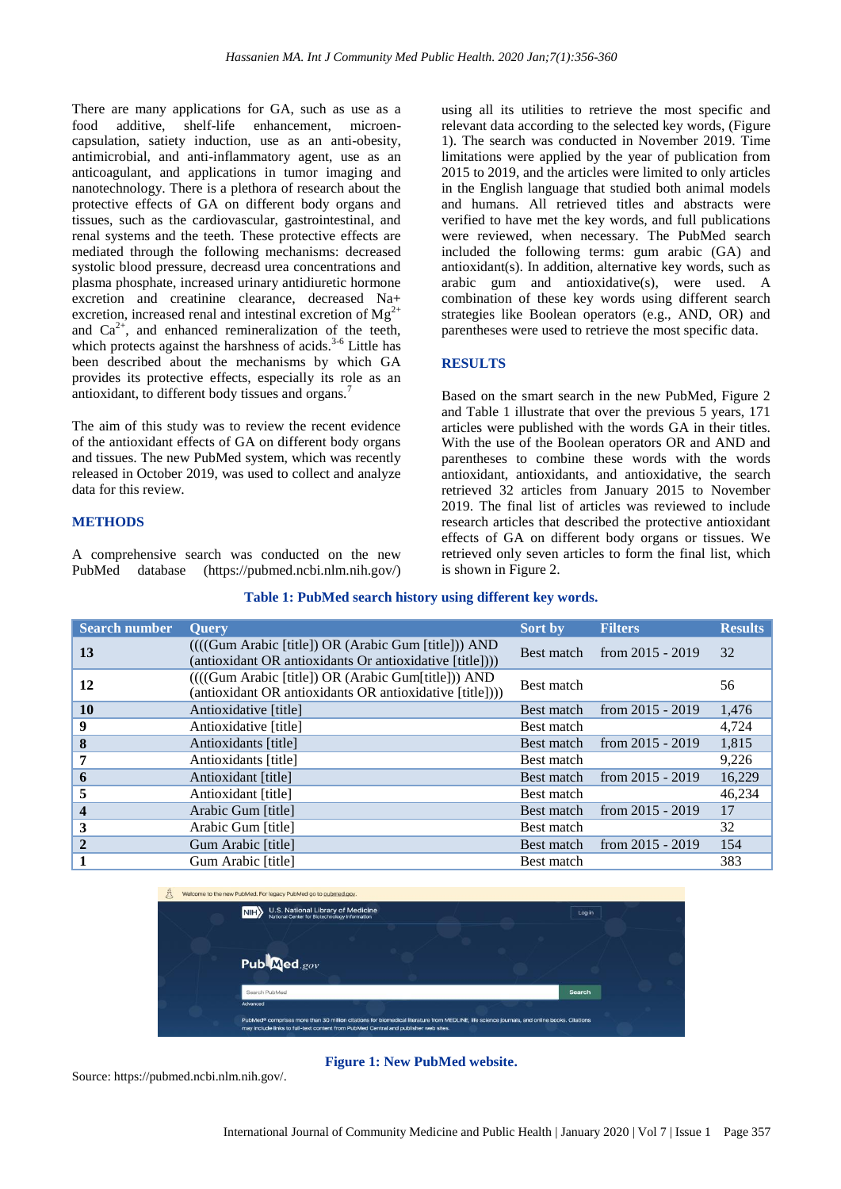There are many applications for GA, such as use as a food additive, shelf-life enhancement, microen-capsulation, satiety induction, use as an anti-obesity, antimicrobial, and anti-inflammatory agent, use as an anticoagulant, and applications in tumor imaging and nanotechnology. There is a plethora of research about the protective effects of GA on different body organs and tissues, such as the cardiovascular, gastrointestinal, and renal systems and the teeth. These protective effects are mediated through the following mechanisms: decreased systolic blood pressure, decreasd urea concentrations and plasma phosphate, increased urinary antidiuretic hormone excretion and creatinine clearance, decreased Na+ excretion, increased renal and intestinal excretion of $Mg^{2+}$ and $Ca^{2+}$, and enhanced remineralization of the teeth, which protects against the harshness of acids.[3-6] Little has been described about the mechanisms by which GA provides its protective effects, especially its role as an antioxidant, to different body tissues and organs.[7]

The aim of this study was to review the recent evidence of the antioxidant effects of GA on different body organs and tissues. The new PubMed system, which was recently released in October 2019, was used to collect and analyze data for this review.

## METHODS

A comprehensive search was conducted on the new PubMed database (https://pubmed.ncbi.nlm.nih.gov/) using all its utilities to retrieve the most specific and relevant data according to the selected key words, (Figure 1). The search was conducted in November 2019. Time limitations were applied by the year of publication from 2015 to 2019, and the articles were limited to only articles in the English language that studied both animal models and humans. All retrieved titles and abstracts were verified to have met the key words, and full publications were reviewed, when necessary. The PubMed search included the following terms: gum arabic (GA) and antioxidant(s). In addition, alternative key words, such as arabic gum and antioxidative(s), were used. A combination of these key words using different search strategies like Boolean operators (e.g., AND, OR) and parentheses were used to retrieve the most specific data.

## RESULTS

Based on the smart search in the new PubMed, Figure 2 and Table 1 illustrate that over the previous 5 years, 171 articles were published with the words GA in their titles. With the use of the Boolean operators OR and AND and parentheses to combine these words with the words antioxidant, antioxidants, and antioxidative, the search retrieved 32 articles from January 2015 to November 2019. The final list of articles was reviewed to include research articles that described the protective antioxidant effects of GA on different body organs or tissues. We retrieved only seven articles to form the final list, which is shown in Figure 2.

**Table 1: PubMed search history using different key words.**

| Search number | Query | Sort by | Filters | Results |
|---|---|---|---|---|
| **13** | ((((Gum Arabic [title]) OR (Arabic Gum [title])) AND (antioxidant OR antioxidants Or antioxidative [title]))) | Best match | from 2015 - 2019 | 32 |
| **12** | ((((Gum Arabic [title]) OR (Arabic Gum[title])) AND (antioxidant OR antioxidants OR antioxidative [title]))) | Best match | | 56 |
| **10** | Antioxidative [title] | Best match | from 2015 - 2019 | 1,476 |
| **9** | Antioxidative [title] | Best match | | 4,724 |
| **8** | Antioxidants [title] | Best match | from 2015 - 2019 | 1,815 |
| **7** | Antioxidants [title] | Best match | | 9,226 |
| **6** | Antioxidant [title] | Best match | from 2015 - 2019 | 16,229 |
| **5** | Antioxidant [title] | Best match | | 46,234 |
| **4** | Arabic Gum [title] | Best match | from 2015 - 2019 | 17 |
| **3** | Arabic Gum [title] | Best match | | 32 |
| **2** | Gum Arabic [title] | Best match | from 2015 - 2019 | 154 |
| **1** | Gum Arabic [title] | Best match | | 383 |

**Figure 1: New PubMed website.**

Source: https://pubmed.ncbi.nlm.nih.gov/.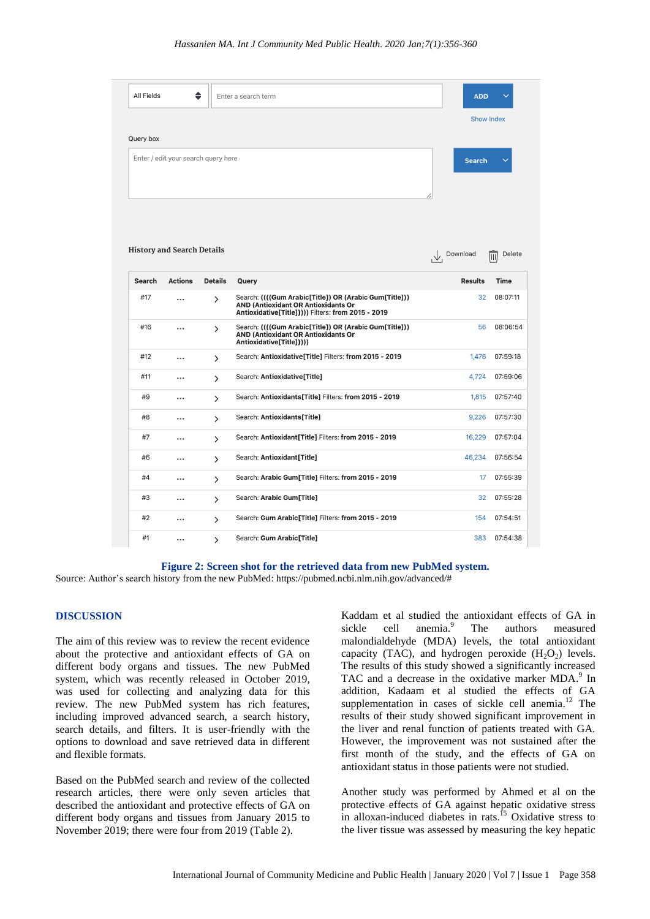| Search | Actions | Details | Query | Results | Time |
|---|---|---|---|---|---|
| #17 | ... | > | Search: ((((Gum Arabic[Title]) OR (Arabic Gum[Title])) AND (Antioxidant OR Antioxidants Or Antioxidative[Title])))) Filters: from 2015 - 2019 | 32 | 08:07:11 |
| #16 | ... | > | Search: ((((Gum Arabic[Title]) OR (Arabic Gum[Title])) AND (Antioxidant OR Antioxidants Or Antioxidative[Title])))) | 56 | 08:06:54 |
| #12 | ... | > | Search: Antioxidative[Title] Filters: from 2015 - 2019 | 1,476 | 07:59:18 |
| #11 | ... | > | Search: Antioxidative[Title] | 4,724 | 07:59:06 |
| #9 | ... | > | Search: Antioxidants[Title] Filters: from 2015 - 2019 | 1,815 | 07:57:40 |
| #8 | ... | > | Search: Antioxidants[Title] | 9,226 | 07:57:30 |
| #7 | ... | > | Search: Antioxidant[Title] Filters: from 2015 - 2019 | 16,229 | 07:57:04 |
| #6 | ... | > | Search: Antioxidant[Title] | 46,234 | 07:56:54 |
| #4 | ... | > | Search: Arabic Gum[Title] Filters: from 2015 - 2019 | 17 | 07:55:39 |
| #3 | ... | > | Search: Arabic Gum[Title] | 32 | 07:55:28 |
| #2 | ... | > | Search: Gum Arabic[Title] Filters: from 2015 - 2019 | 154 | 07:54:51 |
| #1 | ... | > | Search: Gum Arabic[Title] | 383 | 07:54:38 |

**Figure 2: Screen shot for the retrieved data from new PubMed system.**

Source: Author's search history from the new PubMed: https://pubmed.ncbi.nlm.nih.gov/advanced/#

## DISCUSSION

The aim of this review was to review the recent evidence about the protective and antioxidant effects of GA on different body organs and tissues. The new PubMed system, which was recently released in October 2019, was used for collecting and analyzing data for this review. The new PubMed system has rich features, including improved advanced search, a search history, search details, and filters. It is user-friendly with the options to download and save retrieved data in different and flexible formats.

Based on the PubMed search and review of the collected research articles, there were only seven articles that described the antioxidant and protective effects of GA on different body organs and tissues from January 2015 to November 2019; there were four from 2019 (Table 2).

Kaddam et al studied the antioxidant effects of GA in sickle cell anemia.[9] The authors measured malondialdehyde (MDA) levels, the total antioxidant capacity (TAC), and hydrogen peroxide ($H_2O_2$) levels. The results of this study showed a significantly increased TAC and a decrease in the oxidative marker MDA.[9] In addition, Kadaam et al studied the effects of GA supplementation in cases of sickle cell anemia.[12] The results of their study showed significant improvement in the liver and renal function of patients treated with GA. However, the improvement was not sustained after the first month of the study, and the effects of GA on antioxidant status in those patients were not studied.

Another study was performed by Ahmed et al on the protective effects of GA against hepatic oxidative stress in alloxan-induced diabetes in rats.[15] Oxidative stress to the liver tissue was assessed by measuring the key hepatic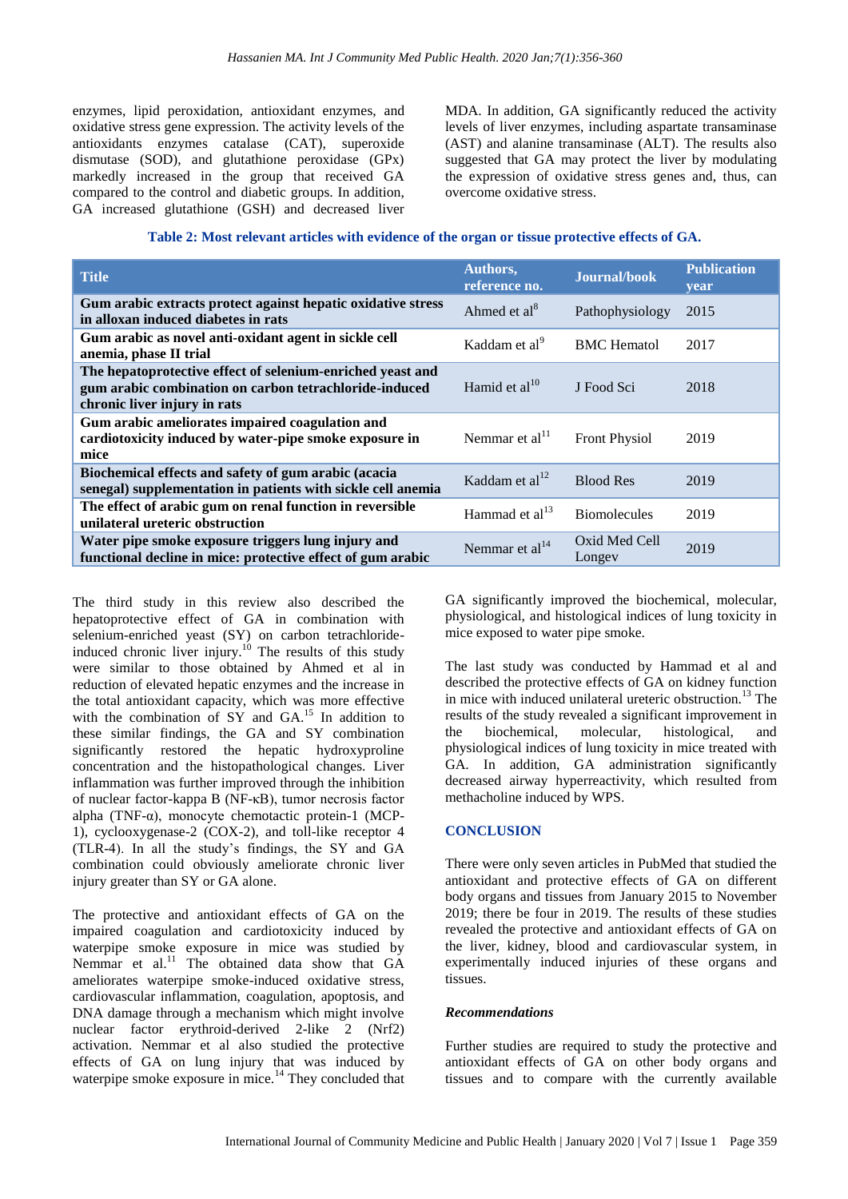enzymes, lipid peroxidation, antioxidant enzymes, and oxidative stress gene expression. The activity levels of the antioxidants enzymes catalase (CAT), superoxide dismutase (SOD), and glutathione peroxidase (GPx) markedly increased in the group that received GA compared to the control and diabetic groups. In addition, GA increased glutathione (GSH) and decreased liver MDA. In addition, GA significantly reduced the activity levels of liver enzymes, including aspartate transaminase (AST) and alanine transaminase (ALT). The results also suggested that GA may protect the liver by modulating the expression of oxidative stress genes and, thus, can overcome oxidative stress.

**Table 2: Most relevant articles with evidence of the organ or tissue protective effects of GA.**

| Title | Authors, reference no. | Journal/book | Publication year |
|---|---|---|---|
| **Gum arabic extracts protect against hepatic oxidative stress in alloxan induced diabetes in rats** | Ahmed et al[8] | Pathophysiology | 2015 |
| **Gum arabic as novel anti-oxidant agent in sickle cell anemia, phase II trial** | Kaddam et al[9] | BMC Hematol | 2017 |
| **The hepatoprotective effect of selenium-enriched yeast and gum arabic combination on carbon tetrachloride-induced chronic liver injury in rats** | Hamid et al[10] | J Food Sci | 2018 |
| **Gum arabic ameliorates impaired coagulation and cardiotoxicity induced by water-pipe smoke exposure in mice** | Nemmar et al[11] | Front Physiol | 2019 |
| **Biochemical effects and safety of gum arabic (acacia senegal) supplementation in patients with sickle cell anemia** | Kaddam et al[12] | Blood Res | 2019 |
| **The effect of arabic gum on renal function in reversible unilateral ureteric obstruction** | Hammad et al[13] | Biomolecules | 2019 |
| **Water pipe smoke exposure triggers lung injury and functional decline in mice: protective effect of gum arabic** | Nemmar et al[14] | Oxid Med Cell Longev | 2019 |

The third study in this review also described the hepatoprotective effect of GA in combination with selenium-enriched yeast (SY) on carbon tetrachloride-induced chronic liver injury.[10] The results of this study were similar to those obtained by Ahmed et al in reduction of elevated hepatic enzymes and the increase in the total antioxidant capacity, which was more effective with the combination of SY and GA.[15] In addition to these similar findings, the GA and SY combination significantly restored the hepatic hydroxyproline concentration and the histopathological changes. Liver inflammation was further improved through the inhibition of nuclear factor-kappa B (NF-κB), tumor necrosis factor alpha (TNF-α), monocyte chemotactic protein-1 (MCP-1), cyclooxygenase-2 (COX-2), and toll-like receptor 4 (TLR-4). In all the study's findings, the SY and GA combination could obviously ameliorate chronic liver injury greater than SY or GA alone.

The protective and antioxidant effects of GA on the impaired coagulation and cardiotoxicity induced by waterpipe smoke exposure in mice was studied by Nemmar et al.[11] The obtained data show that GA ameliorates waterpipe smoke-induced oxidative stress, cardiovascular inflammation, coagulation, apoptosis, and DNA damage through a mechanism which might involve nuclear factor erythroid-derived 2-like 2 (Nrf2) activation. Nemmar et al also studied the protective effects of GA on lung injury that was induced by waterpipe smoke exposure in mice.[14] They concluded that GA significantly improved the biochemical, molecular, physiological, and histological indices of lung toxicity in mice exposed to water pipe smoke.

The last study was conducted by Hammad et al and described the protective effects of GA on kidney function in mice with induced unilateral ureteric obstruction.[13] The results of the study revealed a significant improvement in the biochemical, molecular, histological, and physiological indices of lung toxicity in mice treated with GA. In addition, GA administration significantly decreased airway hyperreactivity, which resulted from methacholine induced by WPS.

## CONCLUSION

There were only seven articles in PubMed that studied the antioxidant and protective effects of GA on different body organs and tissues from January 2015 to November 2019; there be four in 2019. The results of these studies revealed the protective and antioxidant effects of GA on the liver, kidney, blood and cardiovascular system, in experimentally induced injuries of these organs and tissues.

### *Recommendations*

Further studies are required to study the protective and antioxidant effects of GA on other body organs and tissues and to compare with the currently available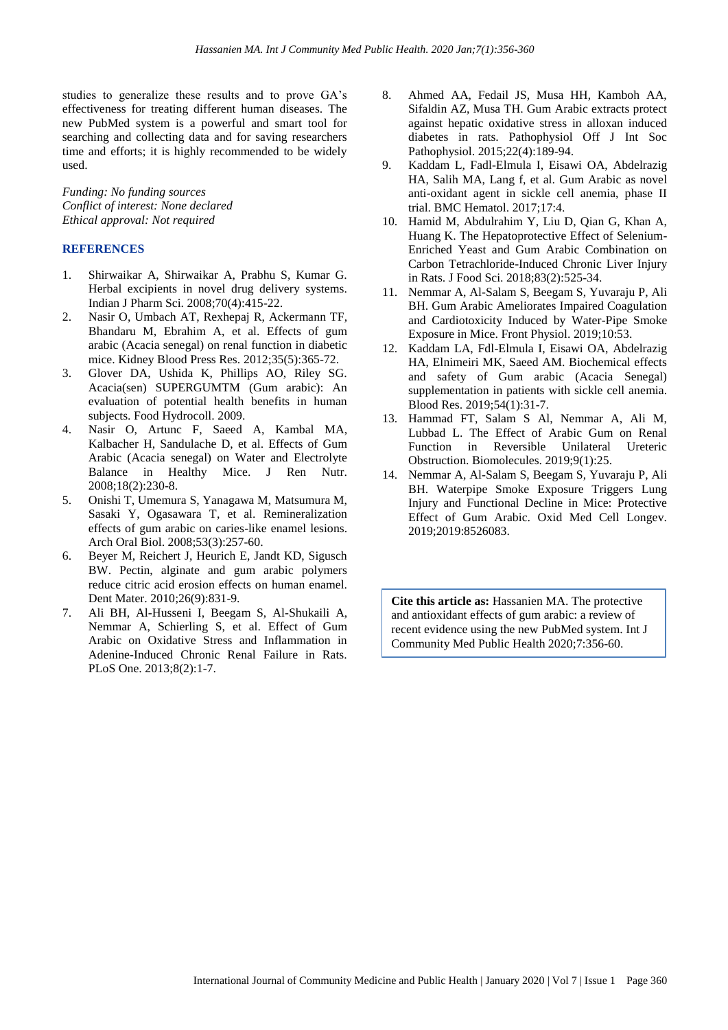studies to generalize these results and to prove GA's effectiveness for treating different human diseases. The new PubMed system is a powerful and smart tool for searching and collecting data and for saving researchers time and efforts; it is highly recommended to be widely used.

*Funding: No funding sources*
*Conflict of interest: None declared*
*Ethical approval: Not required*

## REFERENCES

1. Shirwaikar A, Shirwaikar A, Prabhu S, Kumar G. Herbal excipients in novel drug delivery systems. Indian J Pharm Sci. 2008;70(4):415-22.
2. Nasir O, Umbach AT, Rexhepaj R, Ackermann TF, Bhandaru M, Ebrahim A, et al. Effects of gum arabic (Acacia senegal) on renal function in diabetic mice. Kidney Blood Press Res. 2012;35(5):365-72.
3. Glover DA, Ushida K, Phillips AO, Riley SG. Acacia(sen) SUPERGUMTM (Gum arabic): An evaluation of potential health benefits in human subjects. Food Hydrocoll. 2009.
4. Nasir O, Artunc F, Saeed A, Kambal MA, Kalbacher H, Sandulache D, et al. Effects of Gum Arabic (Acacia senegal) on Water and Electrolyte Balance in Healthy Mice. J Ren Nutr. 2008;18(2):230-8.
5. Onishi T, Umemura S, Yanagawa M, Matsumura M, Sasaki Y, Ogasawara T, et al. Remineralization effects of gum arabic on caries-like enamel lesions. Arch Oral Biol. 2008;53(3):257-60.
6. Beyer M, Reichert J, Heurich E, Jandt KD, Sigusch BW. Pectin, alginate and gum arabic polymers reduce citric acid erosion effects on human enamel. Dent Mater. 2010;26(9):831-9.
7. Ali BH, Al-Husseni I, Beegam S, Al-Shukaili A, Nemmar A, Schierling S, et al. Effect of Gum Arabic on Oxidative Stress and Inflammation in Adenine-Induced Chronic Renal Failure in Rats. PLoS One. 2013;8(2):1-7.
8. Ahmed AA, Fedail JS, Musa HH, Kamboh AA, Sifaldin AZ, Musa TH. Gum Arabic extracts protect against hepatic oxidative stress in alloxan induced diabetes in rats. Pathophysiol Off J Int Soc Pathophysiol. 2015;22(4):189-94.
9. Kaddam L, Fadl-Elmula I, Eisawi OA, Abdelrazig HA, Salih MA, Lang f, et al. Gum Arabic as novel anti-oxidant agent in sickle cell anemia, phase II trial. BMC Hematol. 2017;17:4.
10. Hamid M, Abdulrahim Y, Liu D, Qian G, Khan A, Huang K. The Hepatoprotective Effect of Selenium-Enriched Yeast and Gum Arabic Combination on Carbon Tetrachloride-Induced Chronic Liver Injury in Rats. J Food Sci. 2018;83(2):525-34.
11. Nemmar A, Al-Salam S, Beegam S, Yuvaraju P, Ali BH. Gum Arabic Ameliorates Impaired Coagulation and Cardiotoxicity Induced by Water-Pipe Smoke Exposure in Mice. Front Physiol. 2019;10:53.
12. Kaddam LA, Fdl-Elmula I, Eisawi OA, Abdelrazig HA, Elnimeiri MK, Saeed AM. Biochemical effects and safety of Gum arabic (Acacia Senegal) supplementation in patients with sickle cell anemia. Blood Res. 2019;54(1):31-7.
13. Hammad FT, Salam S Al, Nemmar A, Ali M, Lubbad L. The Effect of Arabic Gum on Renal Function in Reversible Unilateral Ureteric Obstruction. Biomolecules. 2019;9(1):25.
14. Nemmar A, Al-Salam S, Beegam S, Yuvaraju P, Ali BH. Waterpipe Smoke Exposure Triggers Lung Injury and Functional Decline in Mice: Protective Effect of Gum Arabic. Oxid Med Cell Longev. 2019;2019:8526083.

**Cite this article as:** Hassanien MA. The protective and antioxidant effects of gum arabic: a review of recent evidence using the new PubMed system. Int J Community Med Public Health 2020;7:356-60.